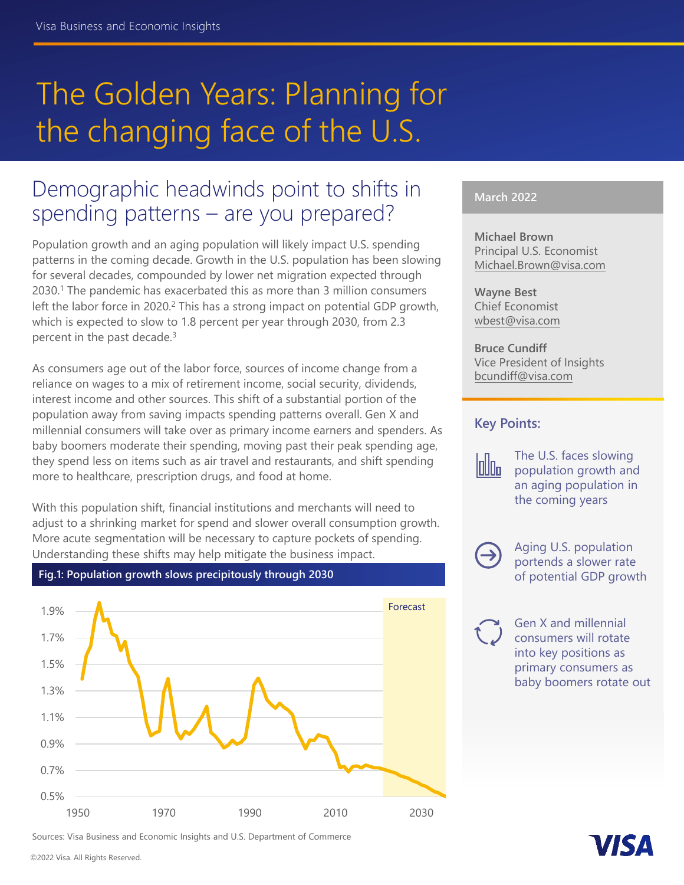Visa Business and Economic Insights

# The Golden Years: Planning for the changing face of the U.S.

## Demographic headwinds point to shifts in spending patterns – are you prepared?

Population growth and an aging population will likely impact U.S. spending patterns in the coming decade. Growth in the U.S. population has been slowing for several decades, compounded by lower net migration expected through 2030.[1] The pandemic has exacerbated this as more than 3 million consumers left the labor force in 2020.[2] This has a strong impact on potential GDP growth, which is expected to slow to 1.8 percent per year through 2030, from 2.3 percent in the past decade.[3]

As consumers age out of the labor force, sources of income change from a reliance on wages to a mix of retirement income, social security, dividends, interest income and other sources. This shift of a substantial portion of the population away from saving impacts spending patterns overall. Gen X and millennial consumers will take over as primary income earners and spenders. As baby boomers moderate their spending, moving past their peak spending age, they spend less on items such as air travel and restaurants, and shift spending more to healthcare, prescription drugs, and food at home.

With this population shift, financial institutions and merchants will need to adjust to a shrinking market for spend and slower overall consumption growth. More acute segmentation will be necessary to capture pockets of spending. Understanding these shifts may help mitigate the business impact.

**Fig.1: Population growth slows precipitously through 2030**

Sources: Visa Business and Economic Insights and U.S. Department of Commerce

**March 2022**

**Michael Brown**
Principal U.S. Economist
Michael.Brown@visa.com

**Wayne Best**
Chief Economist
wbest@visa.com

**Bruce Cundiff**
Vice President of Insights
bcundiff@visa.com

### Key Points:

- The U.S. faces slowing population growth and an aging population in the coming years
- Aging U.S. population portends a slower rate of potential GDP growth
- Gen X and millennial consumers will rotate into key positions as primary consumers as baby boomers rotate out

©2022 Visa. All Rights Reserved.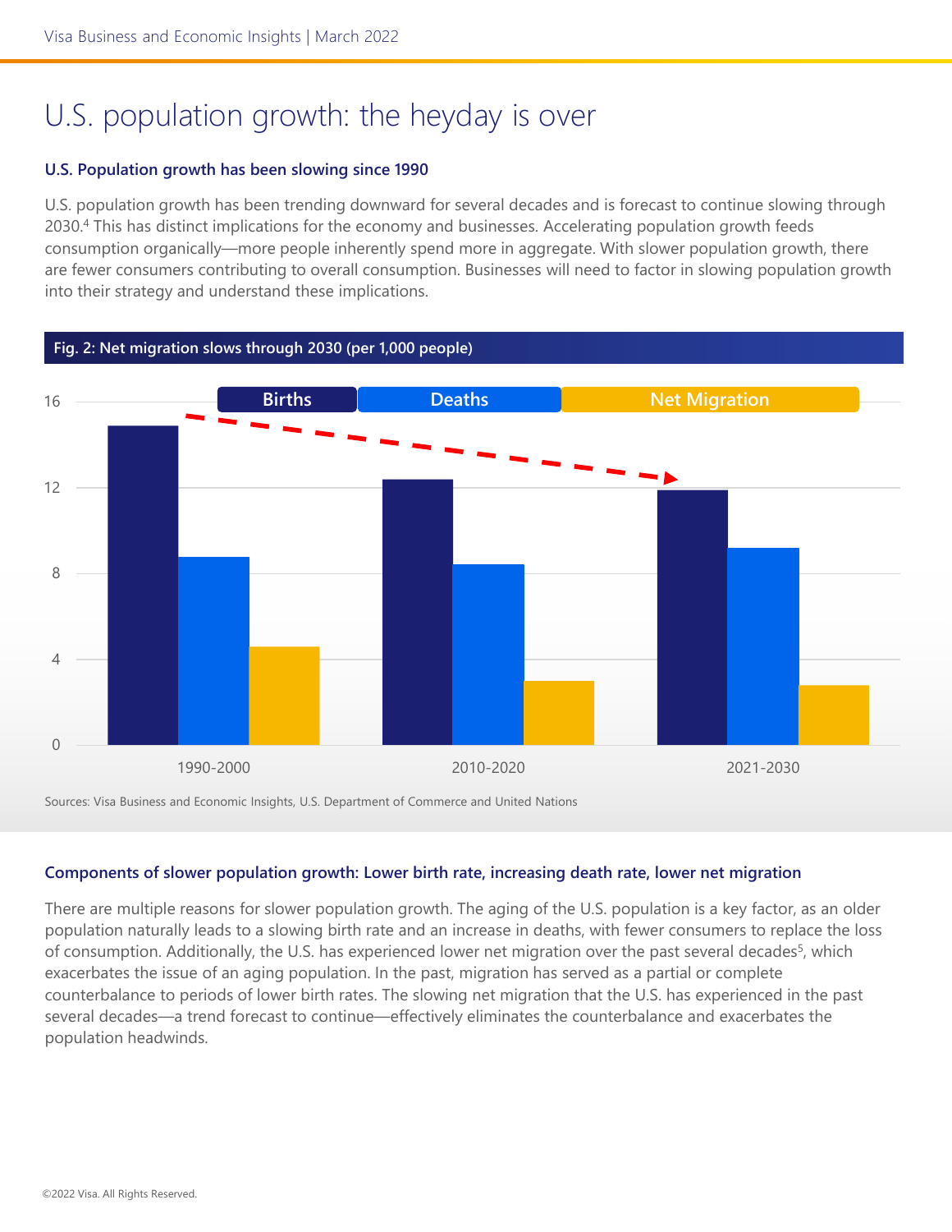# U.S. population growth: the heyday is over

**U.S. Population growth has been slowing since 1990**

U.S. population growth has been trending downward for several decades and is forecast to continue slowing through 2030.[4] This has distinct implications for the economy and businesses. Accelerating population growth feeds consumption organically—more people inherently spend more in aggregate. With slower population growth, there are fewer consumers contributing to overall consumption. Businesses will need to factor in slowing population growth into their strategy and understand these implications.

**Fig. 2: Net migration slows through 2030 (per 1,000 people)**

Sources: Visa Business and Economic Insights, U.S. Department of Commerce and United Nations

**Components of slower population growth: Lower birth rate, increasing death rate, lower net migration**

There are multiple reasons for slower population growth. The aging of the U.S. population is a key factor, as an older population naturally leads to a slowing birth rate and an increase in deaths, with fewer consumers to replace the loss of consumption. Additionally, the U.S. has experienced lower net migration over the past several decades[5], which exacerbates the issue of an aging population. In the past, migration has served as a partial or complete counterbalance to periods of lower birth rates. The slowing net migration that the U.S. has experienced in the past several decades—a trend forecast to continue—effectively eliminates the counterbalance and exacerbates the population headwinds.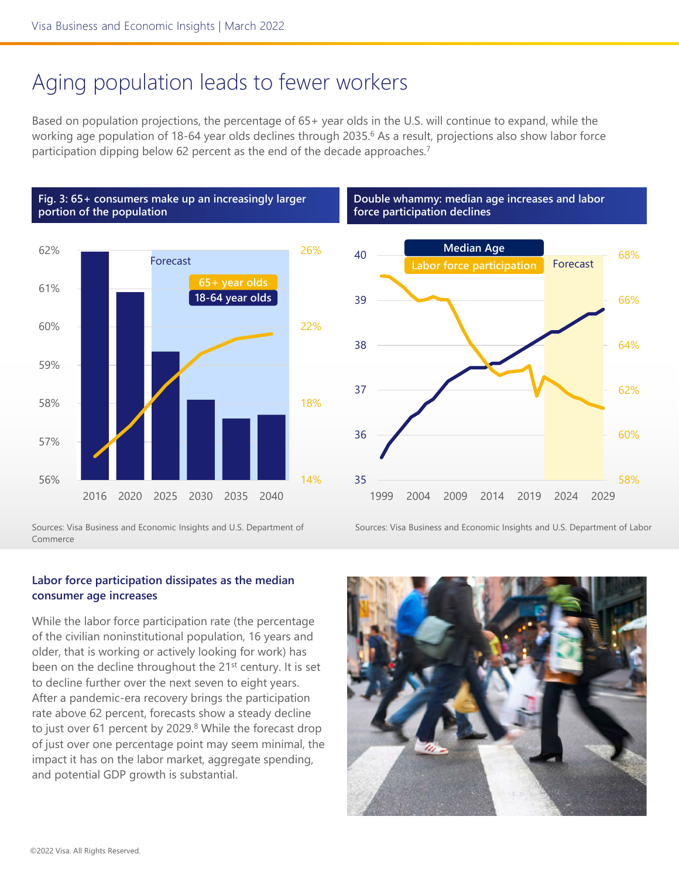# Aging population leads to fewer workers

Based on population projections, the percentage of 65+ year olds in the U.S. will continue to expand, while the working age population of 18-64 year olds declines through 2035.[6] As a result, projections also show labor force participation dipping below 62 percent as the end of the decade approaches.[7]

**Fig. 3: 65+ consumers make up an increasingly larger portion of the population**

Sources: Visa Business and Economic Insights and U.S. Department of Commerce

**Double whammy: median age increases and labor force participation declines**

Sources: Visa Business and Economic Insights and U.S. Department of Labor

### Labor force participation dissipates as the median consumer age increases

While the labor force participation rate (the percentage of the civilian noninstitutional population, 16 years and older, that is working or actively looking for work) has been on the decline throughout the 21st century. It is set to decline further over the next seven to eight years. After a pandemic-era recovery brings the participation rate above 62 percent, forecasts show a steady decline to just over 61 percent by 2029.[8] While the forecast drop of just over one percentage point may seem minimal, the impact it has on the labor market, aggregate spending, and potential GDP growth is substantial.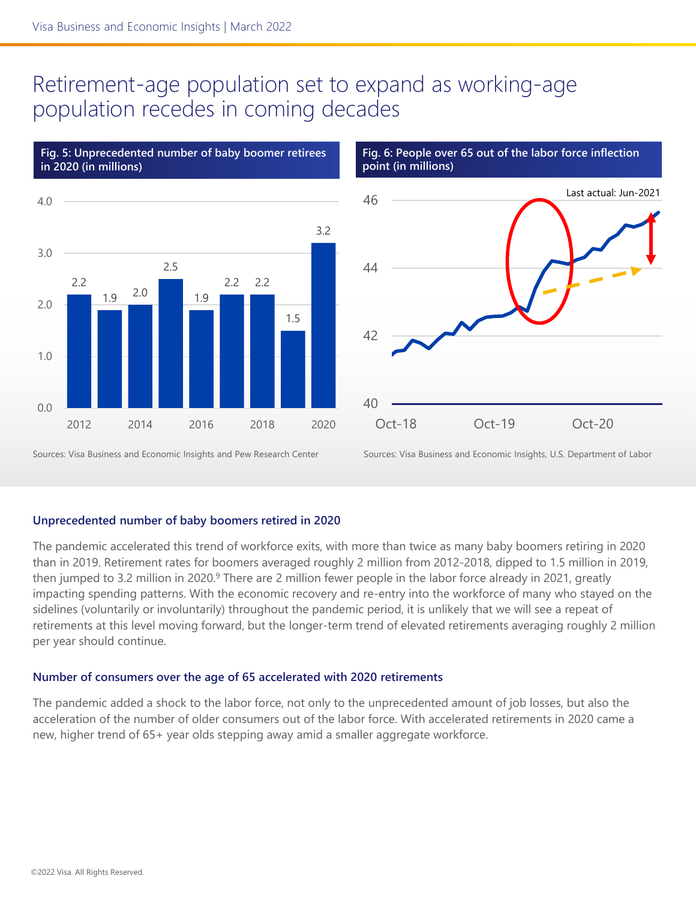# Retirement-age population set to expand as working-age population recedes in coming decades

**Fig. 5: Unprecedented number of baby boomer retirees in 2020 (in millions)**

| Year | Retirees (millions) |
|---|---|
| 2012 | 2.2 |
| 2013 | 1.9 |
| 2014 | 2.0 |
| 2015 | 2.5 |
| 2016 | 1.9 |
| 2017 | 2.2 |
| 2018 | 2.2 |
| 2019 | 1.5 |
| 2020 | 3.2 |

Sources: Visa Business and Economic Insights and Pew Research Center

**Fig. 6: People over 65 out of the labor force inflection point (in millions)**

Last actual: Jun-2021

Sources: Visa Business and Economic Insights, U.S. Department of Labor

### Unprecedented number of baby boomers retired in 2020

The pandemic accelerated this trend of workforce exits, with more than twice as many baby boomers retiring in 2020 than in 2019. Retirement rates for boomers averaged roughly 2 million from 2012-2018, dipped to 1.5 million in 2019, then jumped to 3.2 million in 2020.[9] There are 2 million fewer people in the labor force already in 2021, greatly impacting spending patterns. With the economic recovery and re-entry into the workforce of many who stayed on the sidelines (voluntarily or involuntarily) throughout the pandemic period, it is unlikely that we will see a repeat of retirements at this level moving forward, but the longer-term trend of elevated retirements averaging roughly 2 million per year should continue.

### Number of consumers over the age of 65 accelerated with 2020 retirements

The pandemic added a shock to the labor force, not only to the unprecedented amount of job losses, but also the acceleration of the number of older consumers out of the labor force. With accelerated retirements in 2020 came a new, higher trend of 65+ year olds stepping away amid a smaller aggregate workforce.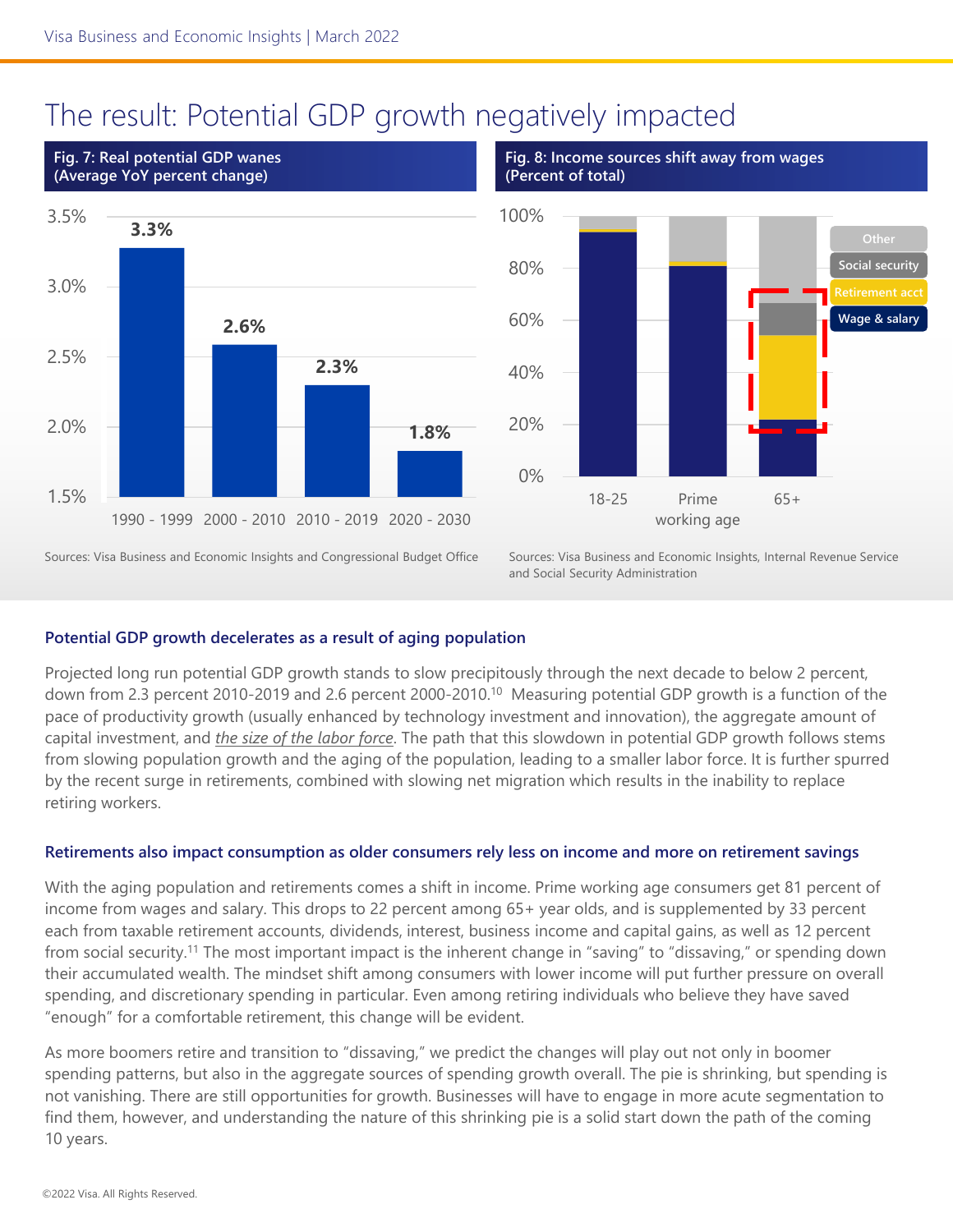# The result: Potential GDP growth negatively impacted

**Fig. 7: Real potential GDP wanes (Average YoY percent change)**

| Period | Real potential GDP growth |
|---|---|
| 1990 - 1999 | 3.3% |
| 2000 - 2010 | 2.6% |
| 2010 - 2019 | 2.3% |
| 2020 - 2030 | 1.8% |

Sources: Visa Business and Economic Insights and Congressional Budget Office

**Fig. 8: Income sources shift away from wages (Percent of total)**

Categories: 18-25, Prime working age, 65+. Legend: Other, Social security, Retirement acct, Wage & salary

Sources: Visa Business and Economic Insights, Internal Revenue Service and Social Security Administration

### Potential GDP growth decelerates as a result of aging population

Projected long run potential GDP growth stands to slow precipitously through the next decade to below 2 percent, down from 2.3 percent 2010-2019 and 2.6 percent 2000-2010.[10] Measuring potential GDP growth is a function of the pace of productivity growth (usually enhanced by technology investment and innovation), the aggregate amount of capital investment, and *the size of the labor force*. The path that this slowdown in potential GDP growth follows stems from slowing population growth and the aging of the population, leading to a smaller labor force. It is further spurred by the recent surge in retirements, combined with slowing net migration which results in the inability to replace retiring workers.

### Retirements also impact consumption as older consumers rely less on income and more on retirement savings

With the aging population and retirements comes a shift in income. Prime working age consumers get 81 percent of income from wages and salary. This drops to 22 percent among 65+ year olds, and is supplemented by 33 percent each from taxable retirement accounts, dividends, interest, business income and capital gains, as well as 12 percent from social security.[11] The most important impact is the inherent change in "saving" to "dissaving," or spending down their accumulated wealth. The mindset shift among consumers with lower income will put further pressure on overall spending, and discretionary spending in particular. Even among retiring individuals who believe they have saved "enough" for a comfortable retirement, this change will be evident.

As more boomers retire and transition to "dissaving," we predict the changes will play out not only in boomer spending patterns, but also in the aggregate sources of spending growth overall. The pie is shrinking, but spending is not vanishing. There are still opportunities for growth. Businesses will have to engage in more acute segmentation to find them, however, and understanding the nature of this shrinking pie is a solid start down the path of the coming 10 years.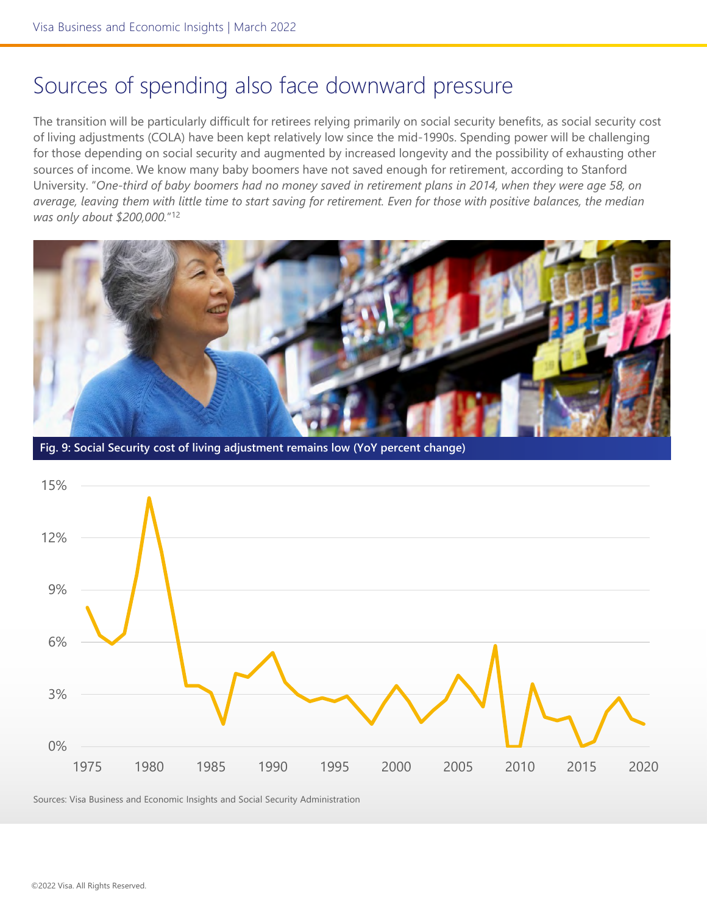# Sources of spending also face downward pressure

The transition will be particularly difficult for retirees relying primarily on social security benefits, as social security cost of living adjustments (COLA) have been kept relatively low since the mid-1990s. Spending power will be challenging for those depending on social security and augmented by increased longevity and the possibility of exhausting other sources of income. We know many baby boomers have not saved enough for retirement, according to Stanford University. "*One-third of baby boomers had no money saved in retirement plans in 2014, when they were age 58, on average, leaving them with little time to start saving for retirement. Even for those with positive balances, the median was only about $200,000.*"[12]

**Fig. 9: Social Security cost of living adjustment remains low (YoY percent change)**

Sources: Visa Business and Economic Insights and Social Security Administration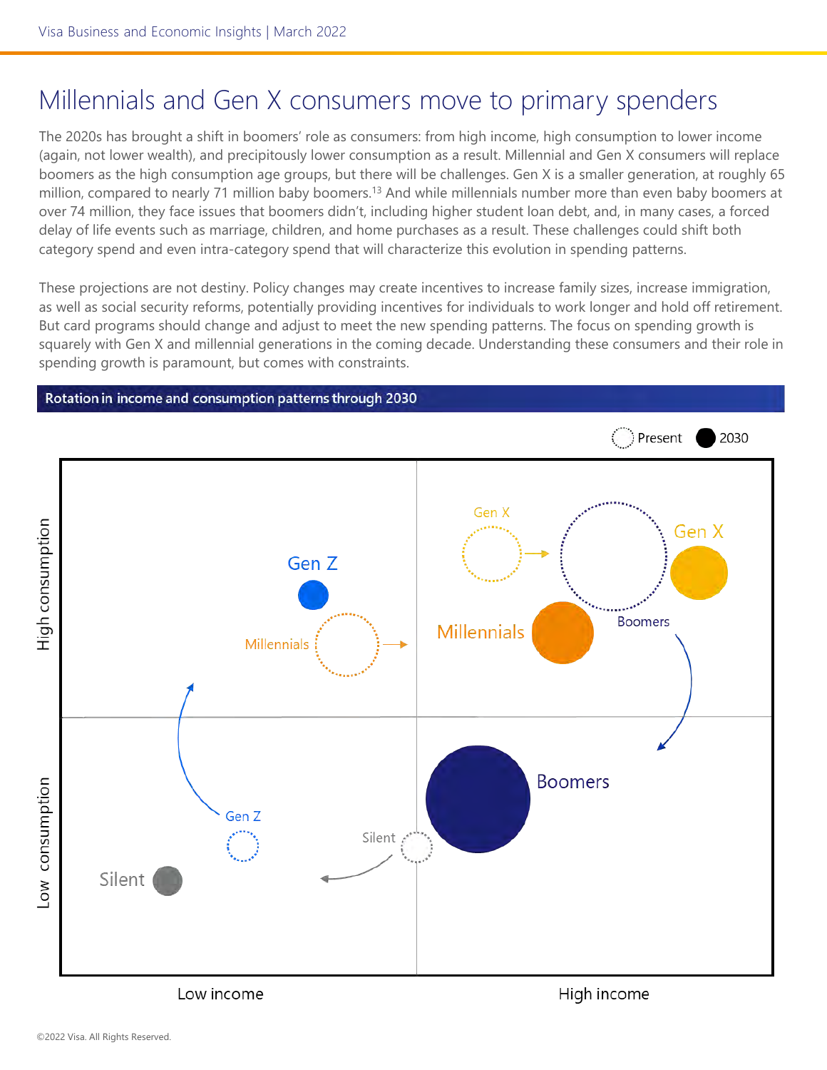# Millennials and Gen X consumers move to primary spenders

The 2020s has brought a shift in boomers' role as consumers: from high income, high consumption to lower income (again, not lower wealth), and precipitously lower consumption as a result. Millennial and Gen X consumers will replace boomers as the high consumption age groups, but there will be challenges. Gen X is a smaller generation, at roughly 65 million, compared to nearly 71 million baby boomers.[13] And while millennials number more than even baby boomers at over 74 million, they face issues that boomers didn't, including higher student loan debt, and, in many cases, a forced delay of life events such as marriage, children, and home purchases as a result. These challenges could shift both category spend and even intra-category spend that will characterize this evolution in spending patterns.

These projections are not destiny. Policy changes may create incentives to increase family sizes, increase immigration, as well as social security reforms, potentially providing incentives for individuals to work longer and hold off retirement. But card programs should change and adjust to meet the new spending patterns. The focus on spending growth is squarely with Gen X and millennial generations in the coming decade. Understanding these consumers and their role in spending growth is paramount, but comes with constraints.

**Rotation in income and consumption patterns through 2030**

Present | 2030

High consumption / Low consumption

Low income / High income

Gen Z, Millennials, Gen X, Boomers, Silent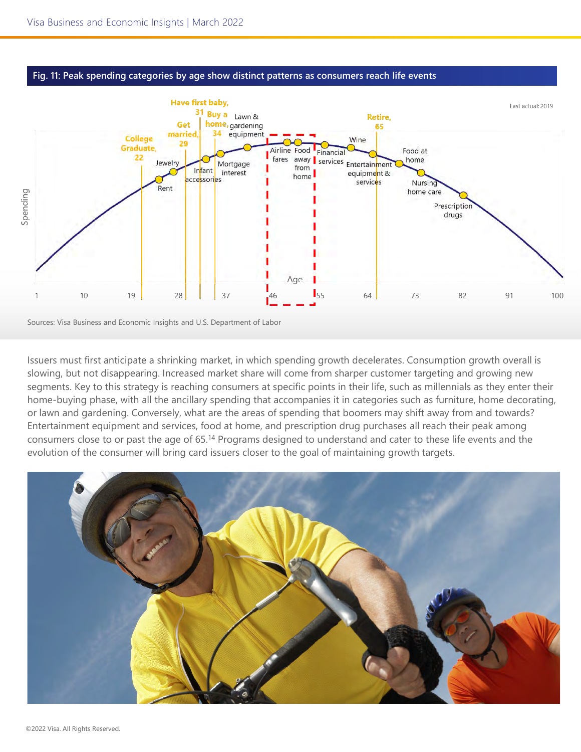**Fig. 11: Peak spending categories by age show distinct patterns as consumers reach life events**

Sources: Visa Business and Economic Insights and U.S. Department of Labor

Issuers must first anticipate a shrinking market, in which spending growth decelerates. Consumption growth overall is slowing, but not disappearing. Increased market share will come from sharper customer targeting and growing new segments. Key to this strategy is reaching consumers at specific points in their life, such as millennials as they enter their home-buying phase, with all the ancillary spending that accompanies it in categories such as furniture, home decorating, or lawn and gardening. Conversely, what are the areas of spending that boomers may shift away from and towards? Entertainment equipment and services, food at home, and prescription drug purchases all reach their peak among consumers close to or past the age of 65.[14] Programs designed to understand and cater to these life events and the evolution of the consumer will bring card issuers closer to the goal of maintaining growth targets.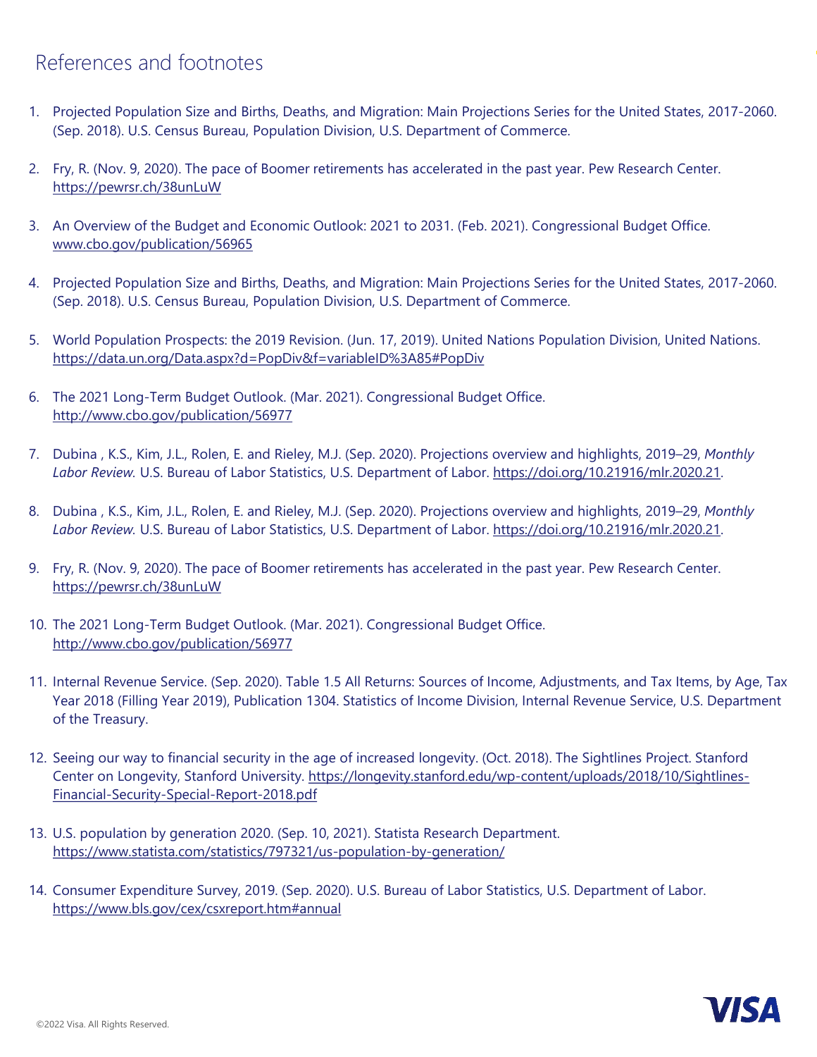# References and footnotes

1. Projected Population Size and Births, Deaths, and Migration: Main Projections Series for the United States, 2017-2060. (Sep. 2018). U.S. Census Bureau, Population Division, U.S. Department of Commerce.

2. Fry, R. (Nov. 9, 2020). The pace of Boomer retirements has accelerated in the past year. Pew Research Center. https://pewrsr.ch/38unLuW

3. An Overview of the Budget and Economic Outlook: 2021 to 2031. (Feb. 2021). Congressional Budget Office. www.cbo.gov/publication/56965

4. Projected Population Size and Births, Deaths, and Migration: Main Projections Series for the United States, 2017-2060. (Sep. 2018). U.S. Census Bureau, Population Division, U.S. Department of Commerce.

5. World Population Prospects: the 2019 Revision. (Jun. 17, 2019). United Nations Population Division, United Nations. https://data.un.org/Data.aspx?d=PopDiv&f=variableID%3A85#PopDiv

6. The 2021 Long-Term Budget Outlook. (Mar. 2021). Congressional Budget Office. http://www.cbo.gov/publication/56977

7. Dubina , K.S., Kim, J.L., Rolen, E. and Rieley, M.J. (Sep. 2020). Projections overview and highlights, 2019–29, *Monthly Labor Review.* U.S. Bureau of Labor Statistics, U.S. Department of Labor. https://doi.org/10.21916/mlr.2020.21.

8. Dubina , K.S., Kim, J.L., Rolen, E. and Rieley, M.J. (Sep. 2020). Projections overview and highlights, 2019–29, *Monthly Labor Review.* U.S. Bureau of Labor Statistics, U.S. Department of Labor. https://doi.org/10.21916/mlr.2020.21.

9. Fry, R. (Nov. 9, 2020). The pace of Boomer retirements has accelerated in the past year. Pew Research Center. https://pewrsr.ch/38unLuW

10. The 2021 Long-Term Budget Outlook. (Mar. 2021). Congressional Budget Office. http://www.cbo.gov/publication/56977

11. Internal Revenue Service. (Sep. 2020). Table 1.5 All Returns: Sources of Income, Adjustments, and Tax Items, by Age, Tax Year 2018 (Filling Year 2019), Publication 1304. Statistics of Income Division, Internal Revenue Service, U.S. Department of the Treasury.

12. Seeing our way to financial security in the age of increased longevity. (Oct. 2018). The Sightlines Project. Stanford Center on Longevity, Stanford University. https://longevity.stanford.edu/wp-content/uploads/2018/10/Sightlines-Financial-Security-Special-Report-2018.pdf

13. U.S. population by generation 2020. (Sep. 10, 2021). Statista Research Department. https://www.statista.com/statistics/797321/us-population-by-generation/

14. Consumer Expenditure Survey, 2019. (Sep. 2020). U.S. Bureau of Labor Statistics, U.S. Department of Labor. https://www.bls.gov/cex/csxreport.htm#annual

©2022 Visa. All Rights Reserved.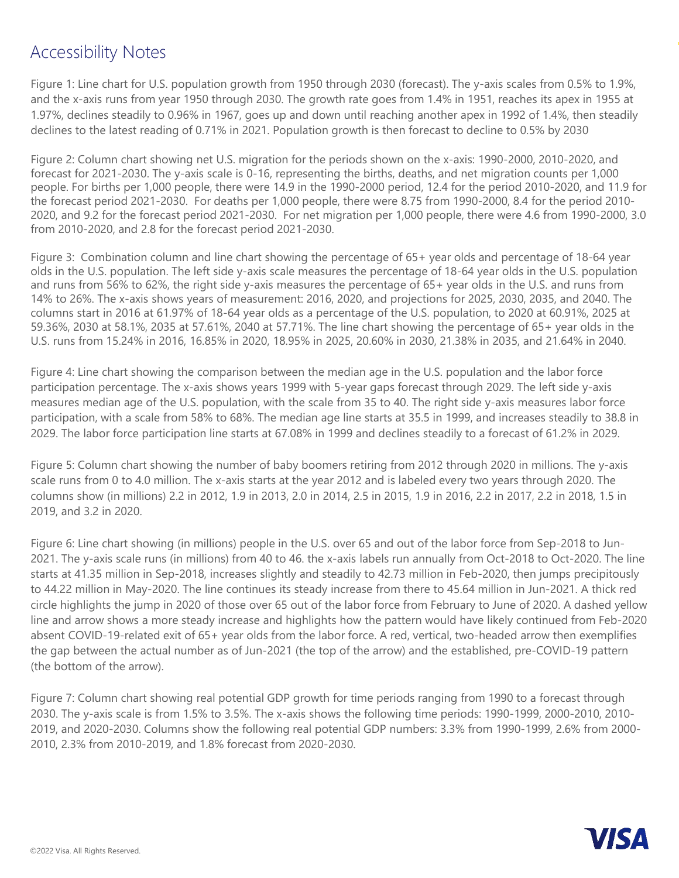# Accessibility Notes

Figure 1: Line chart for U.S. population growth from 1950 through 2030 (forecast). The y-axis scales from 0.5% to 1.9%, and the x-axis runs from year 1950 through 2030. The growth rate goes from 1.4% in 1951, reaches its apex in 1955 at 1.97%, declines steadily to 0.96% in 1967, goes up and down until reaching another apex in 1992 of 1.4%, then steadily declines to the latest reading of 0.71% in 2021. Population growth is then forecast to decline to 0.5% by 2030

Figure 2: Column chart showing net U.S. migration for the periods shown on the x-axis: 1990-2000, 2010-2020, and forecast for 2021-2030. The y-axis scale is 0-16, representing the births, deaths, and net migration counts per 1,000 people. For births per 1,000 people, there were 14.9 in the 1990-2000 period, 12.4 for the period 2010-2020, and 11.9 for the forecast period 2021-2030. For deaths per 1,000 people, there were 8.75 from 1990-2000, 8.4 for the period 2010-2020, and 9.2 for the forecast period 2021-2030. For net migration per 1,000 people, there were 4.6 from 1990-2000, 3.0 from 2010-2020, and 2.8 for the forecast period 2021-2030.

Figure 3: Combination column and line chart showing the percentage of 65+ year olds and percentage of 18-64 year olds in the U.S. population. The left side y-axis scale measures the percentage of 18-64 year olds in the U.S. population and runs from 56% to 62%, the right side y-axis measures the percentage of 65+ year olds in the U.S. and runs from 14% to 26%. The x-axis shows years of measurement: 2016, 2020, and projections for 2025, 2030, 2035, and 2040. The columns start in 2016 at 61.97% of 18-64 year olds as a percentage of the U.S. population, to 2020 at 60.91%, 2025 at 59.36%, 2030 at 58.1%, 2035 at 57.61%, 2040 at 57.71%. The line chart showing the percentage of 65+ year olds in the U.S. runs from 15.24% in 2016, 16.85% in 2020, 18.95% in 2025, 20.60% in 2030, 21.38% in 2035, and 21.64% in 2040.

Figure 4: Line chart showing the comparison between the median age in the U.S. population and the labor force participation percentage. The x-axis shows years 1999 with 5-year gaps forecast through 2029. The left side y-axis measures median age of the U.S. population, with the scale from 35 to 40. The right side y-axis measures labor force participation, with a scale from 58% to 68%. The median age line starts at 35.5 in 1999, and increases steadily to 38.8 in 2029. The labor force participation line starts at 67.08% in 1999 and declines steadily to a forecast of 61.2% in 2029.

Figure 5: Column chart showing the number of baby boomers retiring from 2012 through 2020 in millions. The y-axis scale runs from 0 to 4.0 million. The x-axis starts at the year 2012 and is labeled every two years through 2020. The columns show (in millions) 2.2 in 2012, 1.9 in 2013, 2.0 in 2014, 2.5 in 2015, 1.9 in 2016, 2.2 in 2017, 2.2 in 2018, 1.5 in 2019, and 3.2 in 2020.

Figure 6: Line chart showing (in millions) people in the U.S. over 65 and out of the labor force from Sep-2018 to Jun-2021. The y-axis scale runs (in millions) from 40 to 46. the x-axis labels run annually from Oct-2018 to Oct-2020. The line starts at 41.35 million in Sep-2018, increases slightly and steadily to 42.73 million in Feb-2020, then jumps precipitously to 44.22 million in May-2020. The line continues its steady increase from there to 45.64 million in Jun-2021. A thick red circle highlights the jump in 2020 of those over 65 out of the labor force from February to June of 2020. A dashed yellow line and arrow shows a more steady increase and highlights how the pattern would have likely continued from Feb-2020 absent COVID-19-related exit of 65+ year olds from the labor force. A red, vertical, two-headed arrow then exemplifies the gap between the actual number as of Jun-2021 (the top of the arrow) and the established, pre-COVID-19 pattern (the bottom of the arrow).

Figure 7: Column chart showing real potential GDP growth for time periods ranging from 1990 to a forecast through 2030. The y-axis scale is from 1.5% to 3.5%. The x-axis shows the following time periods: 1990-1999, 2000-2010, 2010-2019, and 2020-2030. Columns show the following real potential GDP numbers: 3.3% from 1990-1999, 2.6% from 2000-2010, 2.3% from 2010-2019, and 1.8% forecast from 2020-2030.

©2022 Visa. All Rights Reserved.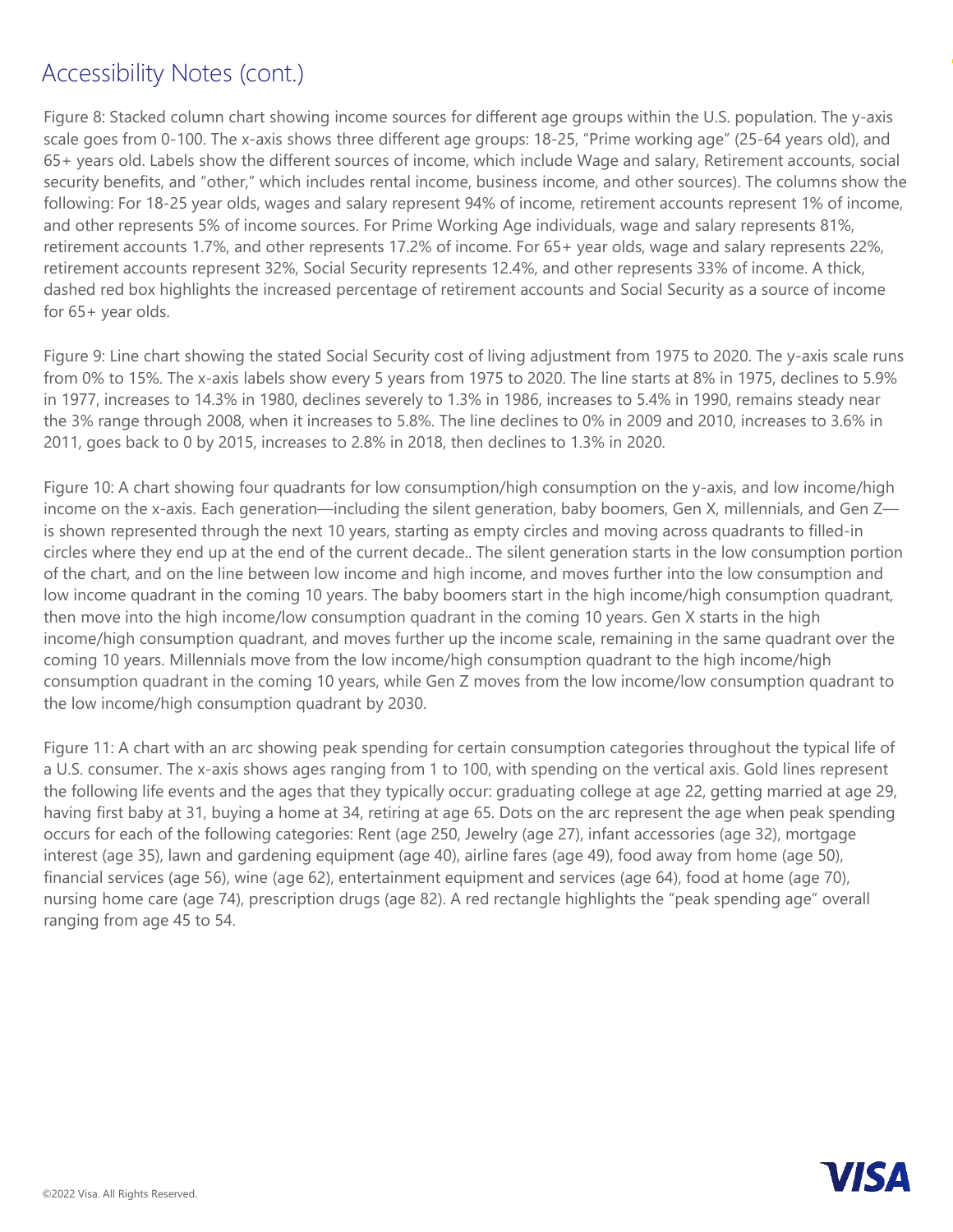# Accessibility Notes (cont.)

Figure 8: Stacked column chart showing income sources for different age groups within the U.S. population. The y-axis scale goes from 0-100. The x-axis shows three different age groups: 18-25, "Prime working age" (25-64 years old), and 65+ years old. Labels show the different sources of income, which include Wage and salary, Retirement accounts, social security benefits, and "other," which includes rental income, business income, and other sources). The columns show the following: For 18-25 year olds, wages and salary represent 94% of income, retirement accounts represent 1% of income, and other represents 5% of income sources. For Prime Working Age individuals, wage and salary represents 81%, retirement accounts 1.7%, and other represents 17.2% of income. For 65+ year olds, wage and salary represents 22%, retirement accounts represent 32%, Social Security represents 12.4%, and other represents 33% of income. A thick, dashed red box highlights the increased percentage of retirement accounts and Social Security as a source of income for 65+ year olds.

Figure 9: Line chart showing the stated Social Security cost of living adjustment from 1975 to 2020. The y-axis scale runs from 0% to 15%. The x-axis labels show every 5 years from 1975 to 2020. The line starts at 8% in 1975, declines to 5.9% in 1977, increases to 14.3% in 1980, declines severely to 1.3% in 1986, increases to 5.4% in 1990, remains steady near the 3% range through 2008, when it increases to 5.8%. The line declines to 0% in 2009 and 2010, increases to 3.6% in 2011, goes back to 0 by 2015, increases to 2.8% in 2018, then declines to 1.3% in 2020.

Figure 10: A chart showing four quadrants for low consumption/high consumption on the y-axis, and low income/high income on the x-axis. Each generation—including the silent generation, baby boomers, Gen X, millennials, and Gen Z—is shown represented through the next 10 years, starting as empty circles and moving across quadrants to filled-in circles where they end up at the end of the current decade.. The silent generation starts in the low consumption portion of the chart, and on the line between low income and high income, and moves further into the low consumption and low income quadrant in the coming 10 years. The baby boomers start in the high income/high consumption quadrant, then move into the high income/low consumption quadrant in the coming 10 years. Gen X starts in the high income/high consumption quadrant, and moves further up the income scale, remaining in the same quadrant over the coming 10 years. Millennials move from the low income/high consumption quadrant to the high income/high consumption quadrant in the coming 10 years, while Gen Z moves from the low income/low consumption quadrant to the low income/high consumption quadrant by 2030.

Figure 11: A chart with an arc showing peak spending for certain consumption categories throughout the typical life of a U.S. consumer. The x-axis shows ages ranging from 1 to 100, with spending on the vertical axis. Gold lines represent the following life events and the ages that they typically occur: graduating college at age 22, getting married at age 29, having first baby at 31, buying a home at 34, retiring at age 65. Dots on the arc represent the age when peak spending occurs for each of the following categories: Rent (age 250, Jewelry (age 27), infant accessories (age 32), mortgage interest (age 35), lawn and gardening equipment (age 40), airline fares (age 49), food away from home (age 50), financial services (age 56), wine (age 62), entertainment equipment and services (age 64), food at home (age 70), nursing home care (age 74), prescription drugs (age 82). A red rectangle highlights the "peak spending age" overall ranging from age 45 to 54.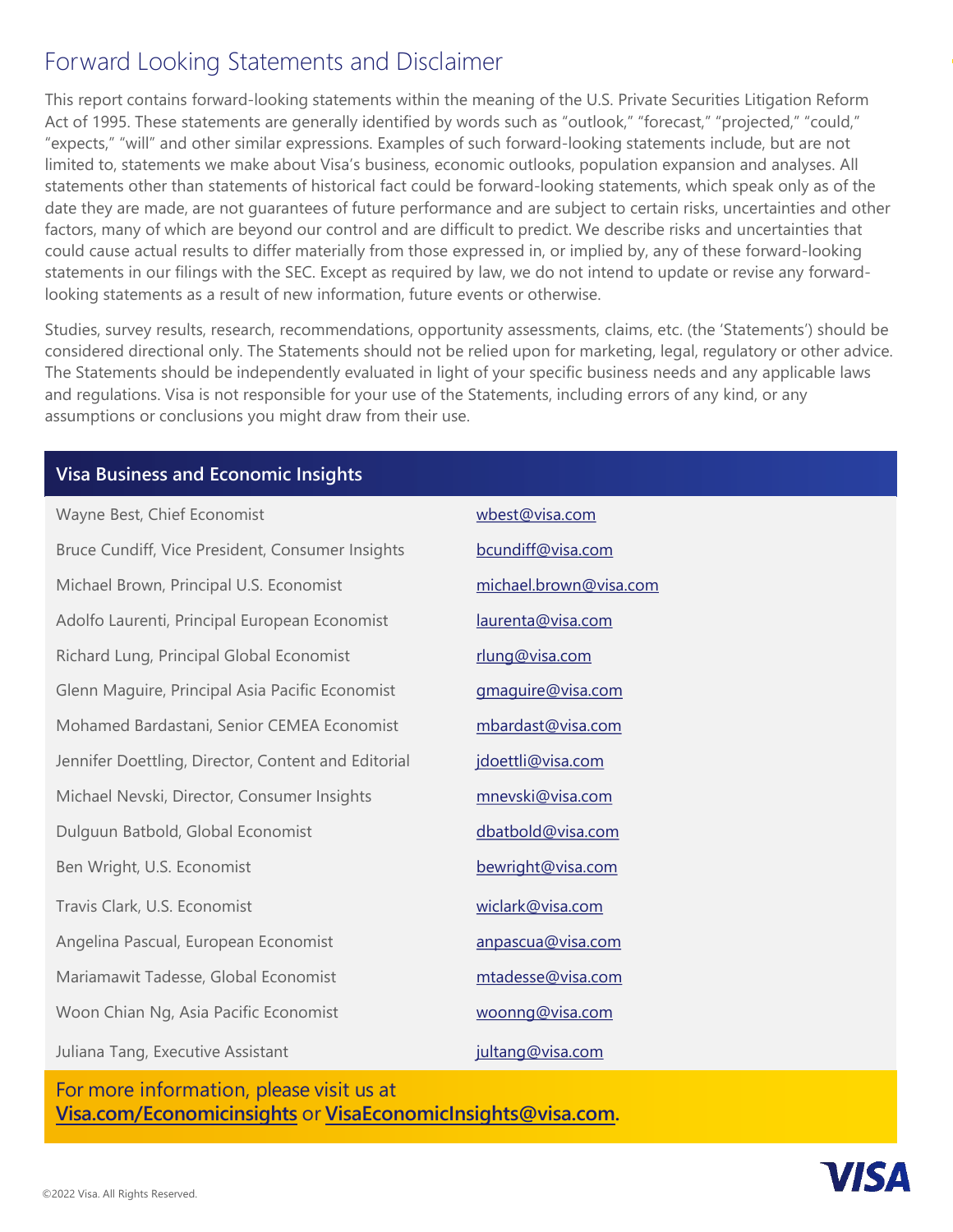# Forward Looking Statements and Disclaimer

This report contains forward-looking statements within the meaning of the U.S. Private Securities Litigation Reform Act of 1995. These statements are generally identified by words such as "outlook," "forecast," "projected," "could," "expects," "will" and other similar expressions. Examples of such forward-looking statements include, but are not limited to, statements we make about Visa's business, economic outlooks, population expansion and analyses. All statements other than statements of historical fact could be forward-looking statements, which speak only as of the date they are made, are not guarantees of future performance and are subject to certain risks, uncertainties and other factors, many of which are beyond our control and are difficult to predict. We describe risks and uncertainties that could cause actual results to differ materially from those expressed in, or implied by, any of these forward-looking statements in our filings with the SEC. Except as required by law, we do not intend to update or revise any forward-looking statements as a result of new information, future events or otherwise.

Studies, survey results, research, recommendations, opportunity assessments, claims, etc. (the 'Statements') should be considered directional only. The Statements should not be relied upon for marketing, legal, regulatory or other advice. The Statements should be independently evaluated in light of your specific business needs and any applicable laws and regulations. Visa is not responsible for your use of the Statements, including errors of any kind, or any assumptions or conclusions you might draw from their use.

| Visa Business and Economic Insights | |
|---|---|
| Wayne Best, Chief Economist | wbest@visa.com |
| Bruce Cundiff, Vice President, Consumer Insights | bcundiff@visa.com |
| Michael Brown, Principal U.S. Economist | michael.brown@visa.com |
| Adolfo Laurenti, Principal European Economist | laurenta@visa.com |
| Richard Lung, Principal Global Economist | rlung@visa.com |
| Glenn Maguire, Principal Asia Pacific Economist | gmaguire@visa.com |
| Mohamed Bardastani, Senior CEMEA Economist | mbardast@visa.com |
| Jennifer Doettling, Director, Content and Editorial | jdoettli@visa.com |
| Michael Nevski, Director, Consumer Insights | mnevski@visa.com |
| Dulguun Batbold, Global Economist | dbatbold@visa.com |
| Ben Wright, U.S. Economist | bewright@visa.com |
| Travis Clark, U.S. Economist | wiclark@visa.com |
| Angelina Pascual, European Economist | anpascua@visa.com |
| Mariamawit Tadesse, Global Economist | mtadesse@visa.com |
| Woon Chian Ng, Asia Pacific Economist | woonng@visa.com |
| Juliana Tang, Executive Assistant | jultang@visa.com |

For more information, please visit us at **Visa.com/Economicinsights** or **VisaEconomicInsights@visa.com**.

©2022 Visa. All Rights Reserved.